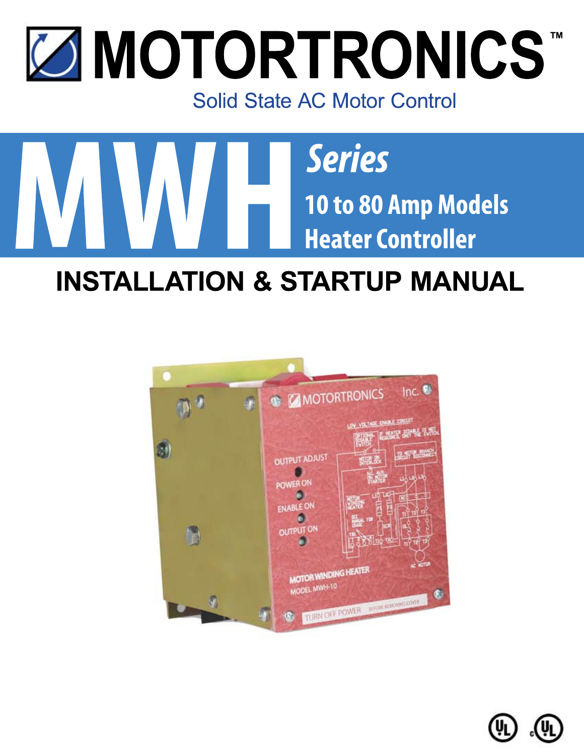# MOTORTRONICS™

Solid State AC Motor Control

# MWH *Series*

**10 to 80 Amp Models**

**Heater Controller**

## INSTALLATION & STARTUP MANUAL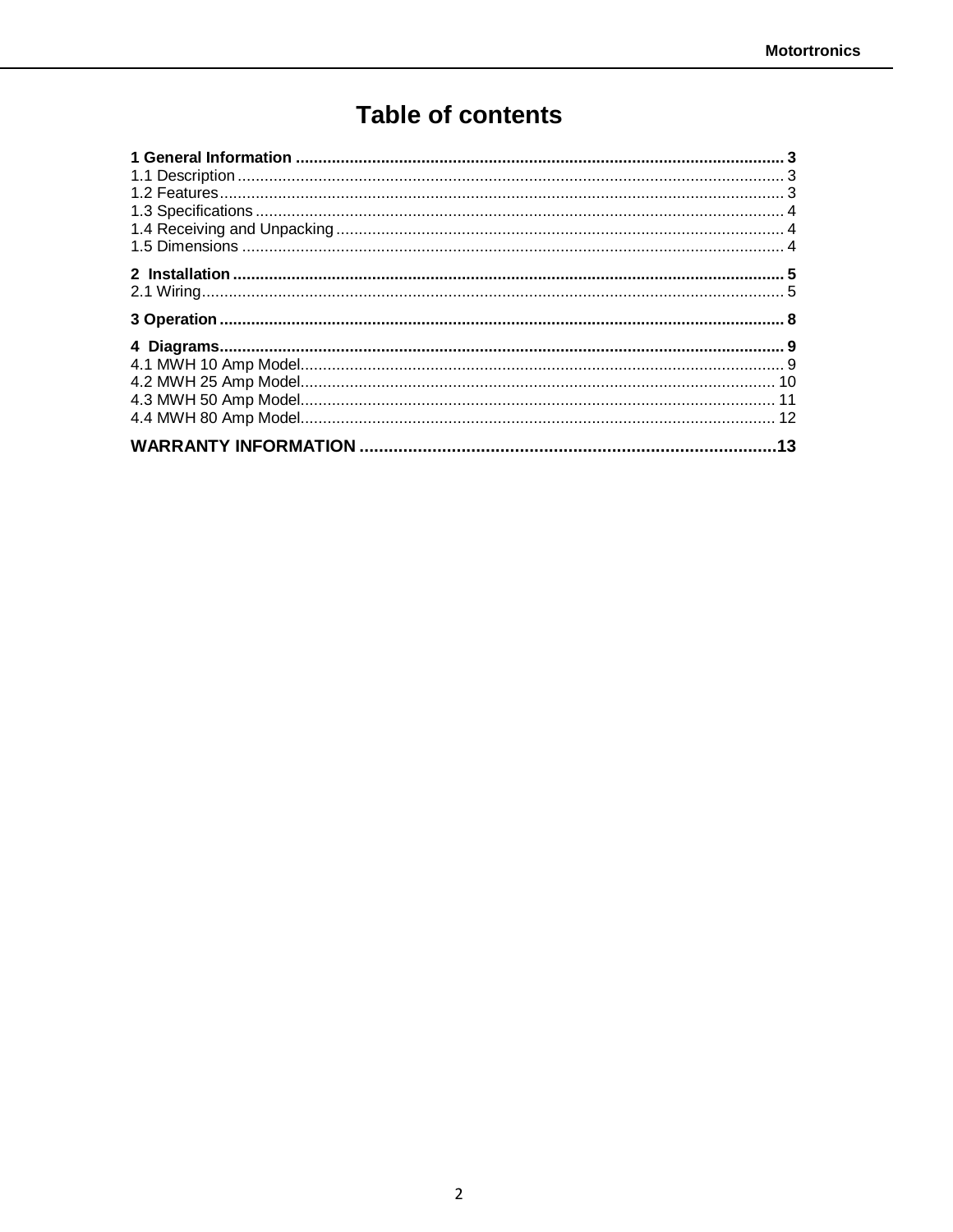# Table of contents

**1 General Information ........................................................................................................... 3**
1.1 Description ........................................................................................................................ 3
1.2 Features ............................................................................................................................ 3
1.3 Specifications .................................................................................................................... 4
1.4 Receiving and Unpacking .................................................................................................. 4
1.5 Dimensions ....................................................................................................................... 4

**2 Installation ......................................................................................................................... 5**
2.1 Wiring ................................................................................................................................ 5

**3 Operation ........................................................................................................................... 8**

**4 Diagrams ............................................................................................................................ 9**
4.1 MWH 10 Amp Model .......................................................................................................... 9
4.2 MWH 25 Amp Model ........................................................................................................ 10
4.3 MWH 50 Amp Model ........................................................................................................ 11
4.4 MWH 80 Amp Model ........................................................................................................ 12

**WARRANTY INFORMATION .....................................................................................13**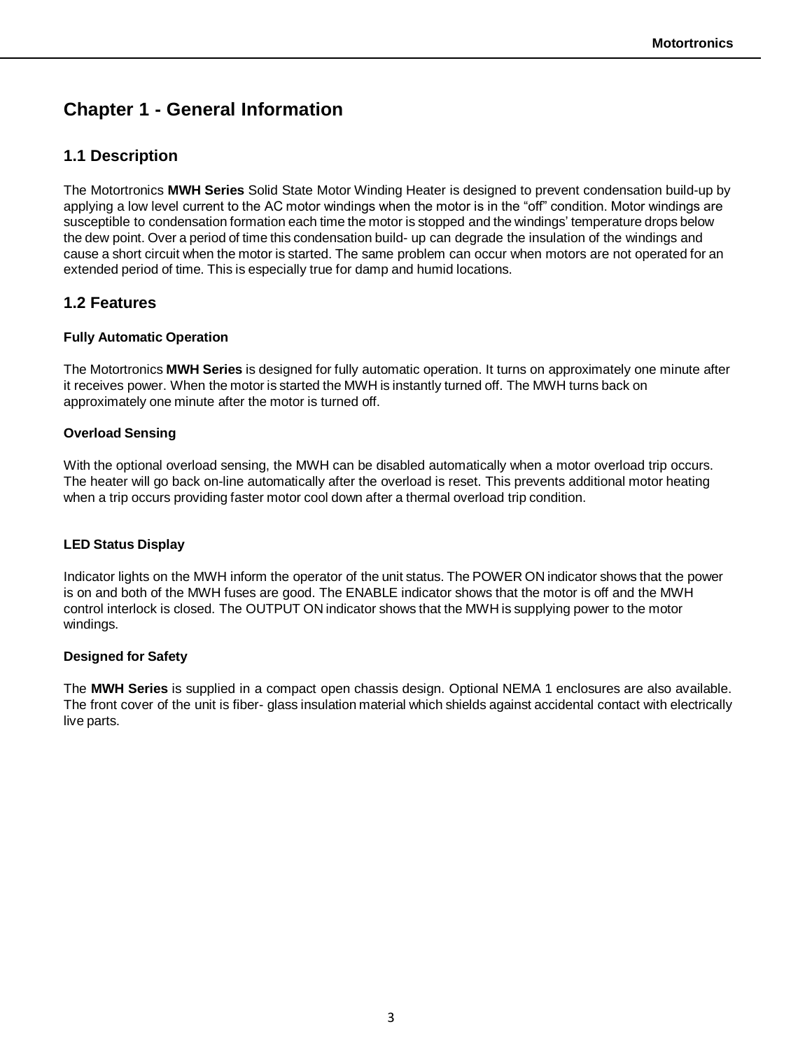# Chapter 1 - General Information

## 1.1 Description

The Motortronics **MWH Series** Solid State Motor Winding Heater is designed to prevent condensation build-up by applying a low level current to the AC motor windings when the motor is in the "off" condition. Motor windings are susceptible to condensation formation each time the motor is stopped and the windings' temperature drops below the dew point. Over a period of time this condensation build- up can degrade the insulation of the windings and cause a short circuit when the motor is started. The same problem can occur when motors are not operated for an extended period of time. This is especially true for damp and humid locations.

## 1.2 Features

#### Fully Automatic Operation

The Motortronics **MWH Series** is designed for fully automatic operation. It turns on approximately one minute after it receives power. When the motor is started the MWH is instantly turned off. The MWH turns back on approximately one minute after the motor is turned off.

#### Overload Sensing

With the optional overload sensing, the MWH can be disabled automatically when a motor overload trip occurs. The heater will go back on-line automatically after the overload is reset. This prevents additional motor heating when a trip occurs providing faster motor cool down after a thermal overload trip condition.

#### LED Status Display

Indicator lights on the MWH inform the operator of the unit status. The POWER ON indicator shows that the power is on and both of the MWH fuses are good. The ENABLE indicator shows that the motor is off and the MWH control interlock is closed. The OUTPUT ON indicator shows that the MWH is supplying power to the motor windings.

#### Designed for Safety

The **MWH Series** is supplied in a compact open chassis design. Optional NEMA 1 enclosures are also available. The front cover of the unit is fiber- glass insulation material which shields against accidental contact with electrically live parts.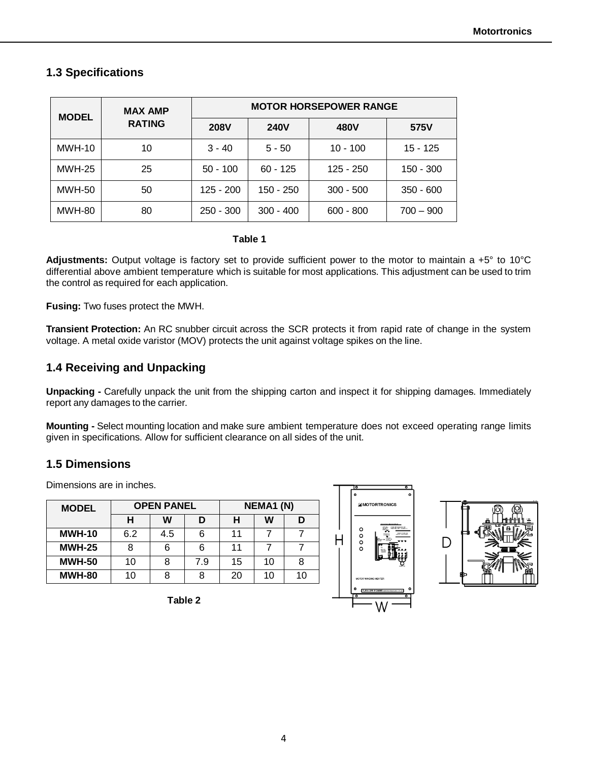## 1.3 Specifications

| MODEL | MAX AMP RATING | MOTOR HORSEPOWER RANGE | | | |
|---|---|---|---|---|---|
| | | 208V | 240V | 480V | 575V |
| MWH-10 | 10 | 3 - 40 | 5 - 50 | 10 - 100 | 15 - 125 |
| MWH-25 | 25 | 50 - 100 | 60 - 125 | 125 - 250 | 150 - 300 |
| MWH-50 | 50 | 125 - 200 | 150 - 250 | 300 - 500 | 350 - 600 |
| MWH-80 | 80 | 250 - 300 | 300 - 400 | 600 - 800 | 700 – 900 |

**Table 1**

**Adjustments:** Output voltage is factory set to provide sufficient power to the motor to maintain a +5° to 10°C differential above ambient temperature which is suitable for most applications. This adjustment can be used to trim the control as required for each application.

**Fusing:** Two fuses protect the MWH.

**Transient Protection:** An RC snubber circuit across the SCR protects it from rapid rate of change in the system voltage. A metal oxide varistor (MOV) protects the unit against voltage spikes on the line.

## 1.4 Receiving and Unpacking

**Unpacking -** Carefully unpack the unit from the shipping carton and inspect it for shipping damages. Immediately report any damages to the carrier.

**Mounting -** Select mounting location and make sure ambient temperature does not exceed operating range limits given in specifications. Allow for sufficient clearance on all sides of the unit.

## 1.5 Dimensions

Dimensions are in inches.

| MODEL | OPEN PANEL | | | NEMA1 (N) | | |
|---|---|---|---|---|---|---|
| | H | W | D | H | W | D |
| **MWH-10** | 6.2 | 4.5 | 6 | 11 | 7 | 7 |
| **MWH-25** | 8 | 6 | 6 | 11 | 7 | 7 |
| **MWH-50** | 10 | 8 | 7.9 | 15 | 10 | 8 |
| **MWH-80** | 10 | 8 | 8 | 20 | 10 | 10 |

**Table 2**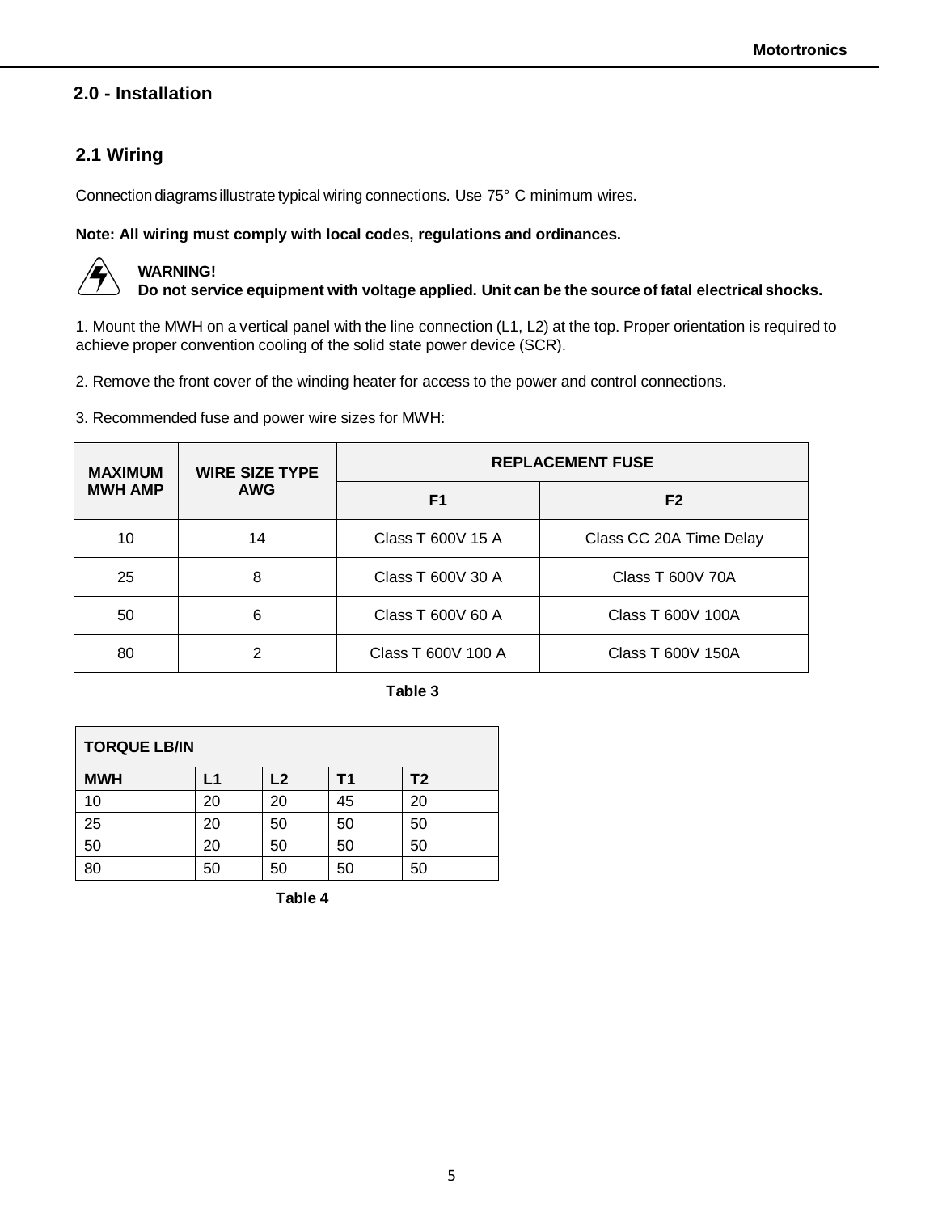## 2.0 - Installation

### 2.1 Wiring

Connection diagrams illustrate typical wiring connections. Use 75° C minimum wires.

**Note: All wiring must comply with local codes, regulations and ordinances.**

**WARNING!**
**Do not service equipment with voltage applied. Unit can be the source of fatal electrical shocks.**

1. Mount the MWH on a vertical panel with the line connection (L1, L2) at the top. Proper orientation is required to achieve proper convention cooling of the solid state power device (SCR).

2. Remove the front cover of the winding heater for access to the power and control connections.

3. Recommended fuse and power wire sizes for MWH:

| MAXIMUM MWH AMP | WIRE SIZE TYPE AWG | REPLACEMENT FUSE | |
|---|---|---|---|
| | | F1 | F2 |
| 10 | 14 | Class T 600V 15 A | Class CC 20A Time Delay |
| 25 | 8 | Class T 600V 30 A | Class T 600V 70A |
| 50 | 6 | Class T 600V 60 A | Class T 600V 100A |
| 80 | 2 | Class T 600V 100 A | Class T 600V 150A |

**Table 3**

| TORQUE LB/IN | | | | |
|---|---|---|---|---|
| **MWH** | **L1** | **L2** | **T1** | **T2** |
| 10 | 20 | 20 | 45 | 20 |
| 25 | 20 | 50 | 50 | 50 |
| 50 | 20 | 50 | 50 | 50 |
| 80 | 50 | 50 | 50 | 50 |

**Table 4**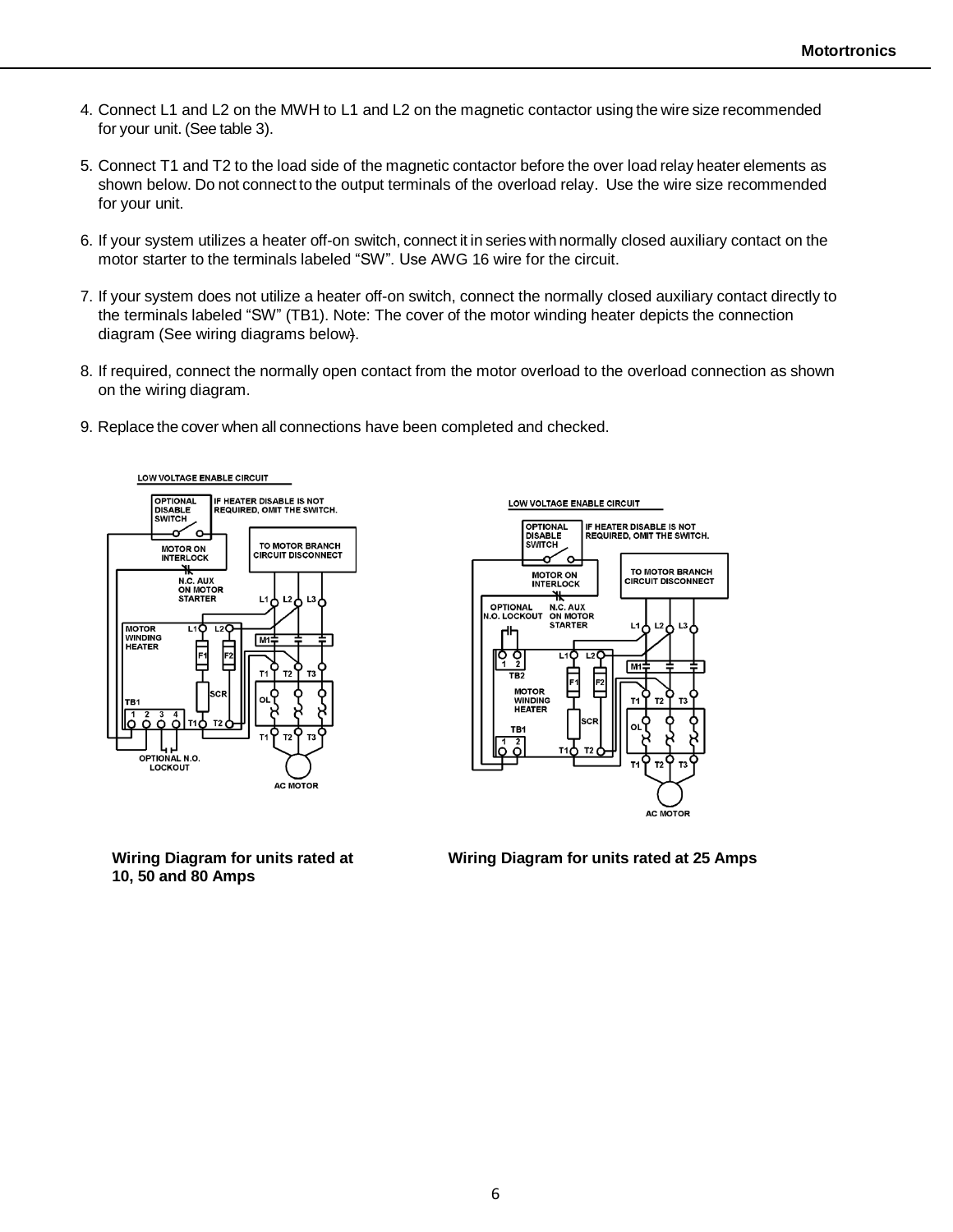4. Connect L1 and L2 on the MWH to L1 and L2 on the magnetic contactor using the wire size recommended for your unit. (See table 3).

5. Connect T1 and T2 to the load side of the magnetic contactor before the over load relay heater elements as shown below. Do not connect to the output terminals of the overload relay. Use the wire size recommended for your unit.

6. If your system utilizes a heater off-on switch, connect it in series with normally closed auxiliary contact on the motor starter to the terminals labeled "SW". Use AWG 16 wire for the circuit.

7. If your system does not utilize a heater off-on switch, connect the normally closed auxiliary contact directly to the terminals labeled "SW" (TB1). Note: The cover of the motor winding heater depicts the connection diagram (See wiring diagrams below).

8. If required, connect the normally open contact from the motor overload to the overload connection as shown on the wiring diagram.

9. Replace the cover when all connections have been completed and checked.

**Wiring Diagram for units rated at 10, 50 and 80 Amps**

**Wiring Diagram for units rated at 25 Amps**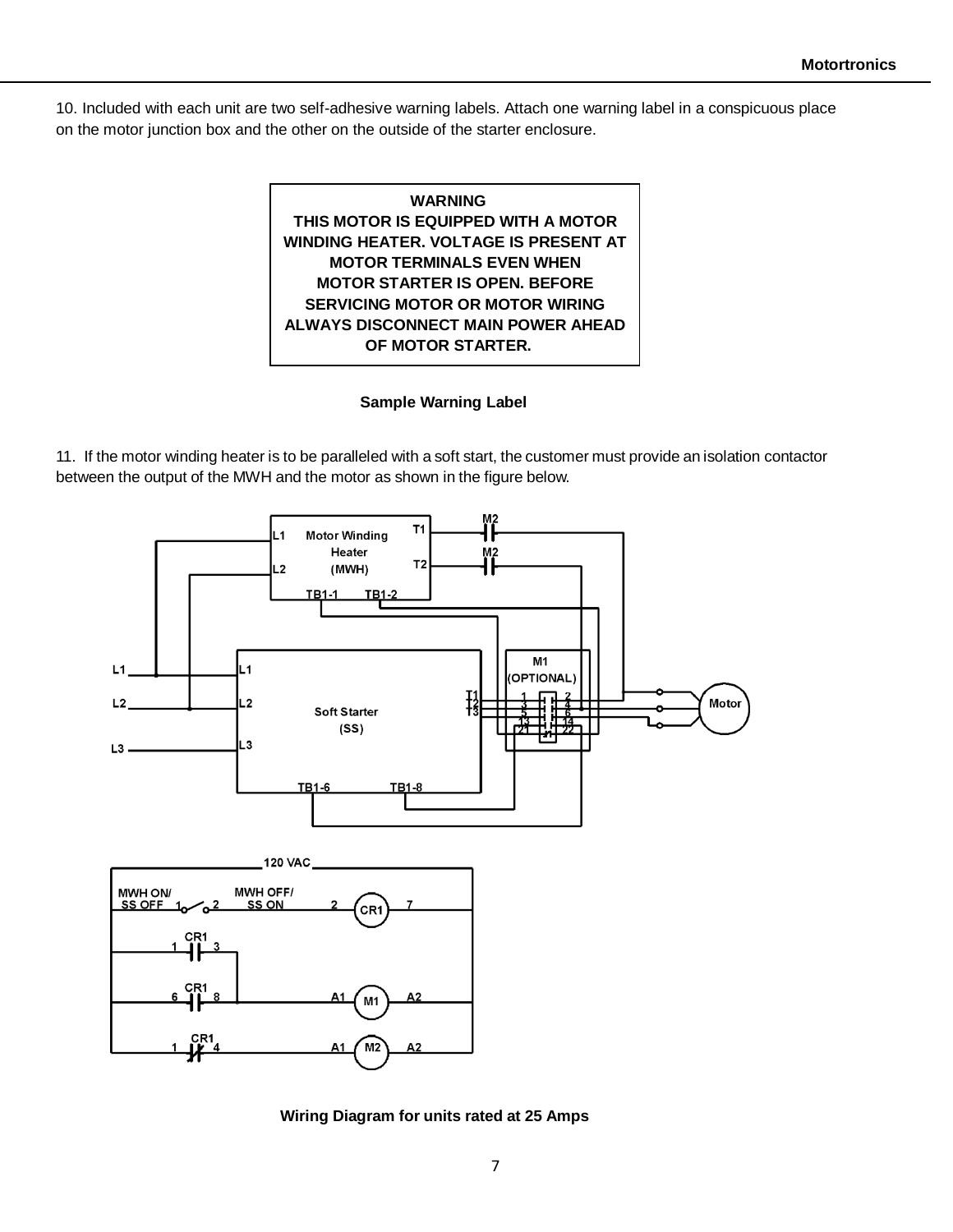10. Included with each unit are two self-adhesive warning labels. Attach one warning label in a conspicuous place on the motor junction box and the other on the outside of the starter enclosure.

> **WARNING**
> **THIS MOTOR IS EQUIPPED WITH A MOTOR WINDING HEATER. VOLTAGE IS PRESENT AT MOTOR TERMINALS EVEN WHEN MOTOR STARTER IS OPEN. BEFORE SERVICING MOTOR OR MOTOR WIRING ALWAYS DISCONNECT MAIN POWER AHEAD OF MOTOR STARTER.**

**Sample Warning Label**

11. If the motor winding heater is to be paralleled with a soft start, the customer must provide an isolation contactor between the output of the MWH and the motor as shown in the figure below.

**Wiring Diagram for units rated at 25 Amps**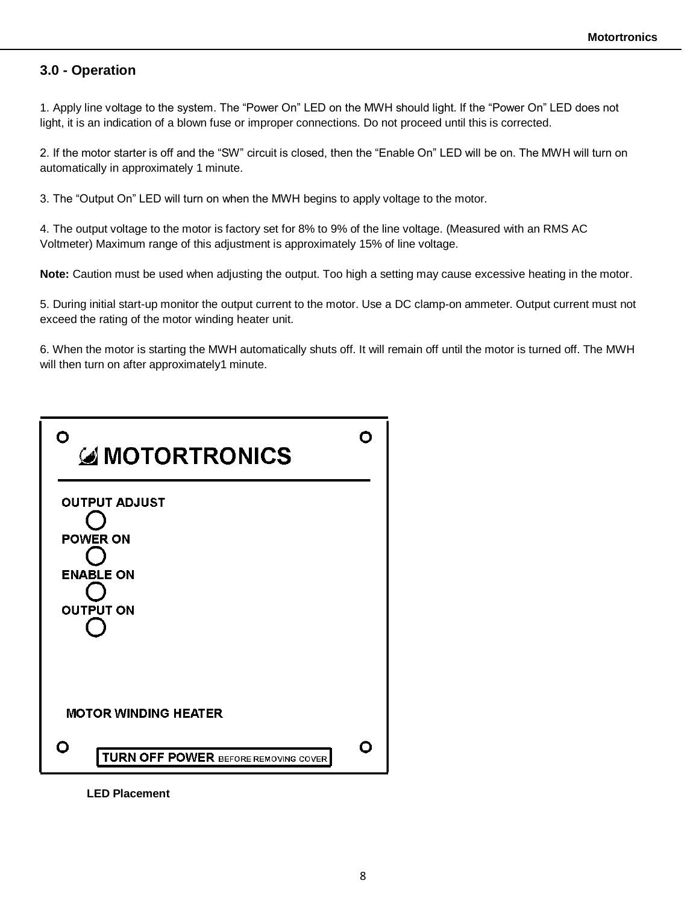## 3.0 - Operation

1. Apply line voltage to the system. The “Power On” LED on the MWH should light. If the “Power On” LED does not light, it is an indication of a blown fuse or improper connections. Do not proceed until this is corrected.

2. If the motor starter is off and the “SW” circuit is closed, then the “Enable On” LED will be on. The MWH will turn on automatically in approximately 1 minute.

3. The “Output On” LED will turn on when the MWH begins to apply voltage to the motor.

4. The output voltage to the motor is factory set for 8% to 9% of the line voltage. (Measured with an RMS AC Voltmeter) Maximum range of this adjustment is approximately 15% of line voltage.

**Note:** Caution must be used when adjusting the output. Too high a setting may cause excessive heating in the motor.

5. During initial start-up monitor the output current to the motor. Use a DC clamp-on ammeter. Output current must not exceed the rating of the motor winding heater unit.

6. When the motor is starting the MWH automatically shuts off. It will remain off until the motor is turned off. The MWH will then turn on after approximately1 minute.

MOTORTRONICS

OUTPUT ADJUST

POWER ON

ENABLE ON

OUTPUT ON

MOTOR WINDING HEATER

TURN OFF POWER BEFORE REMOVING COVER

**LED Placement**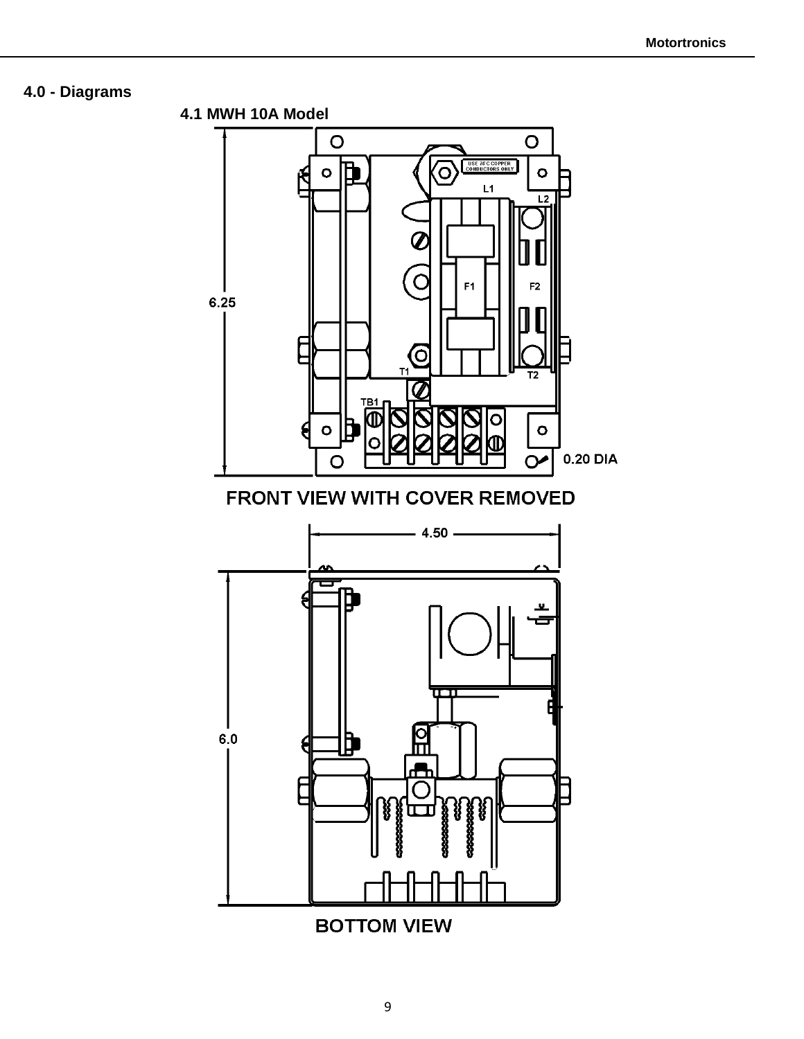## 4.0 - Diagrams

### 4.1 MWH 10A Model

FRONT VIEW WITH COVER REMOVED

BOTTOM VIEW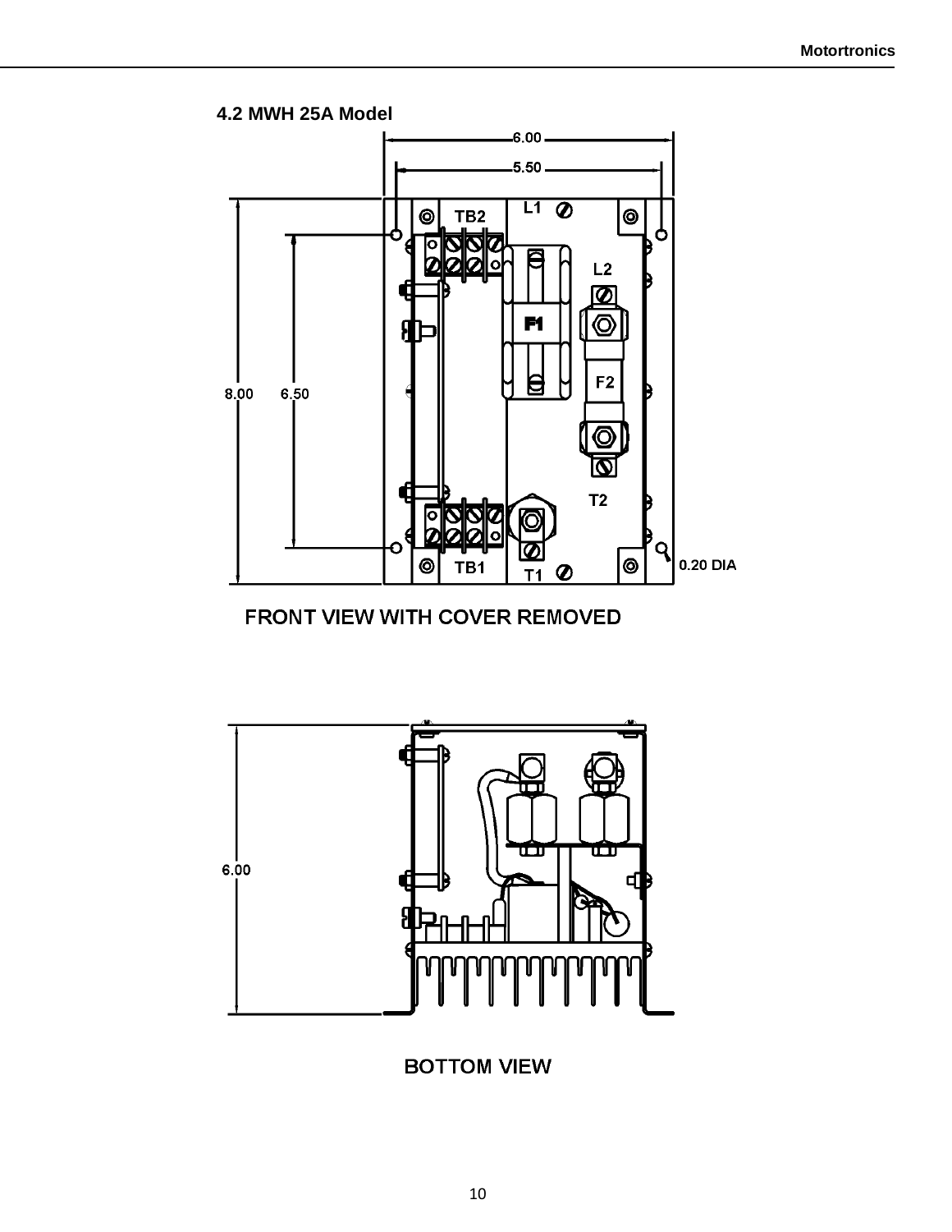## 4.2 MWH 25A Model

6.00
5.50
TB2
L1
L2
F1
F2
8.00
6.50
T2
TB1
T1
0.20 DIA

FRONT VIEW WITH COVER REMOVED

6.00

BOTTOM VIEW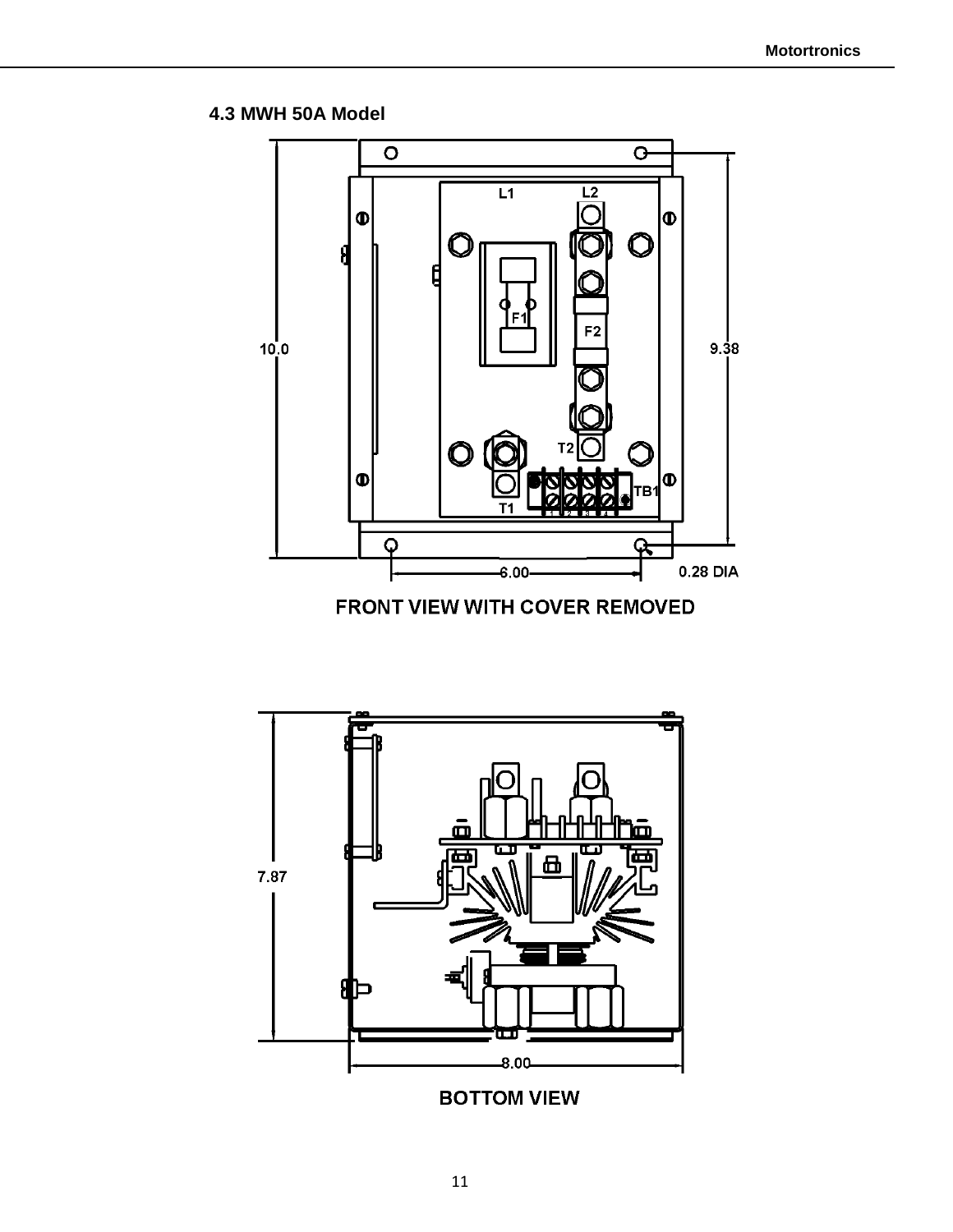### 4.3 MWH 50A Model

FRONT VIEW WITH COVER REMOVED

BOTTOM VIEW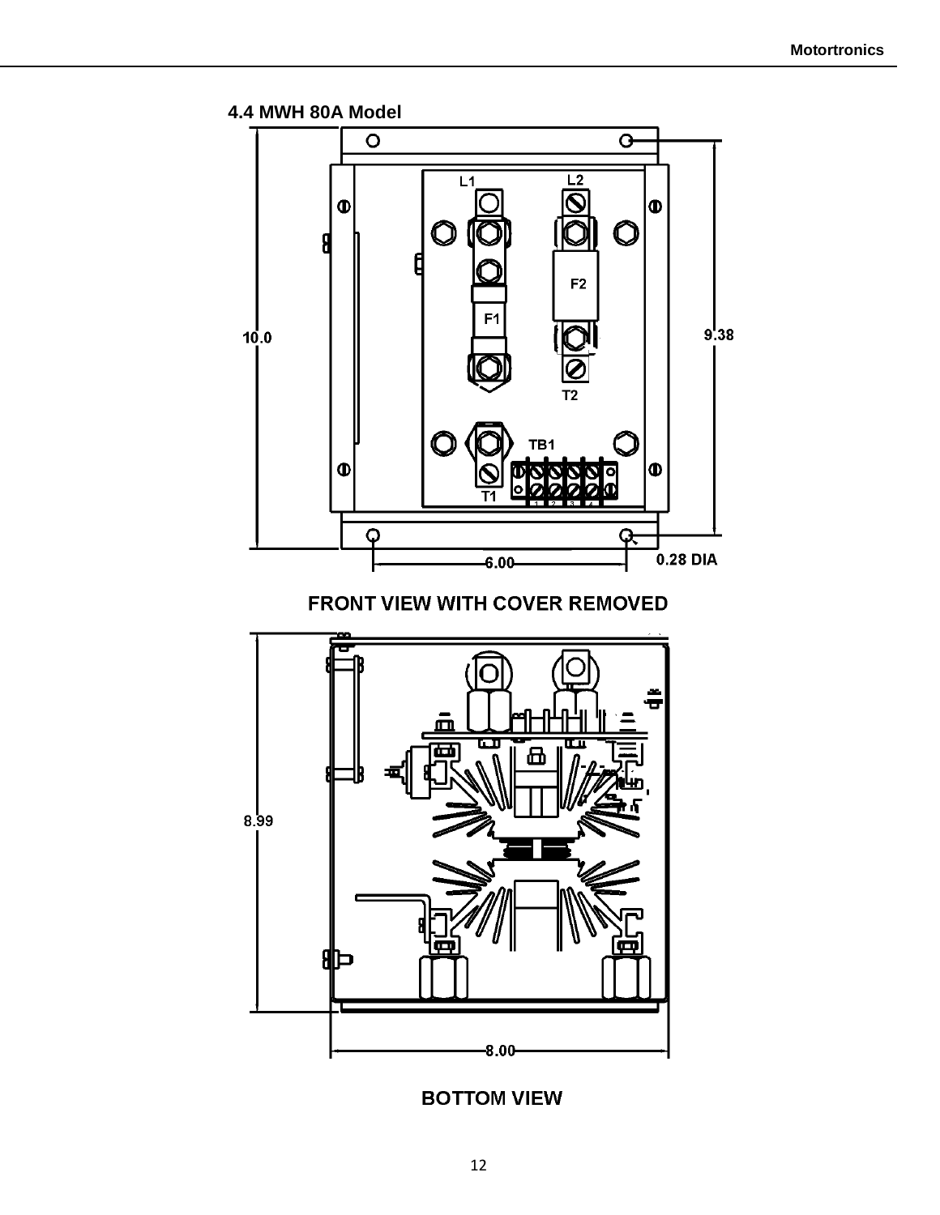### 4.4 MWH 80A Model

L1 L2

F2

F1

10.0 9.38

T2

TB1

T1

6.00 0.28 DIA

FRONT VIEW WITH COVER REMOVED

8.99

8.00

BOTTOM VIEW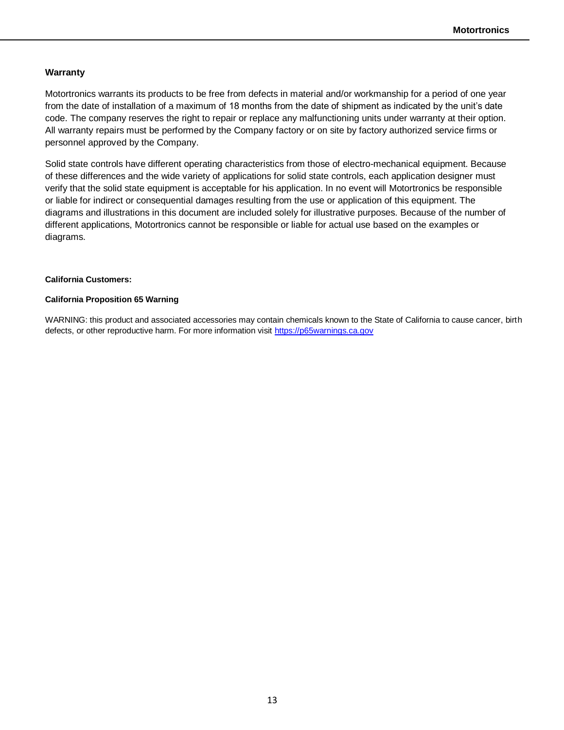## Warranty

Motortronics warrants its products to be free from defects in material and/or workmanship for a period of one year from the date of installation of a maximum of 18 months from the date of shipment as indicated by the unit's date code. The company reserves the right to repair or replace any malfunctioning units under warranty at their option. All warranty repairs must be performed by the Company factory or on site by factory authorized service firms or personnel approved by the Company.

Solid state controls have different operating characteristics from those of electro-mechanical equipment. Because of these differences and the wide variety of applications for solid state controls, each application designer must verify that the solid state equipment is acceptable for his application. In no event will Motortronics be responsible or liable for indirect or consequential damages resulting from the use or application of this equipment. The diagrams and illustrations in this document are included solely for illustrative purposes. Because of the number of different applications, Motortronics cannot be responsible or liable for actual use based on the examples or diagrams.

**California Customers:**

**California Proposition 65 Warning**

WARNING: this product and associated accessories may contain chemicals known to the State of California to cause cancer, birth defects, or other reproductive harm. For more information visit https://p65warnings.ca.gov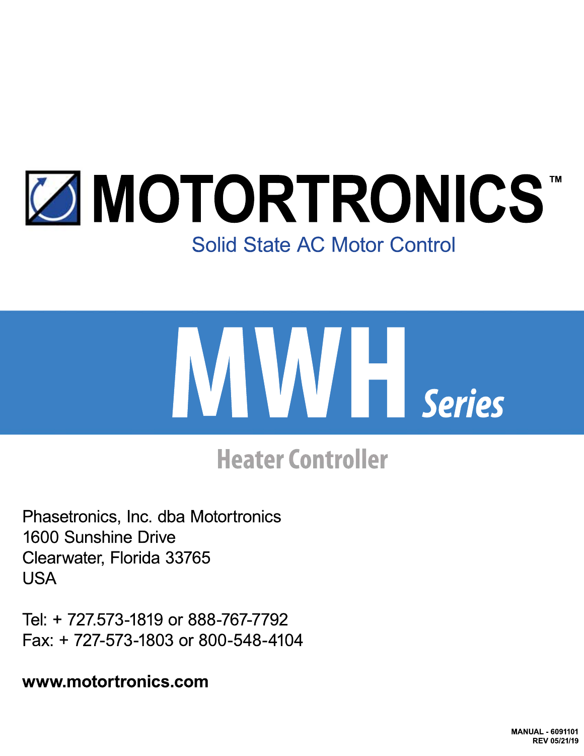# MOTORTRONICS™

Solid State AC Motor Control

# MWH Series

## Heater Controller

Phasetronics, Inc. dba Motortronics
1600 Sunshine Drive
Clearwater, Florida 33765
USA

Tel: + 727.573-1819 or 888-767-7792
Fax: + 727-573-1803 or 800-548-4104

**www.motortronics.com**

**MANUAL - 6091101**
**REV 05/21/19**